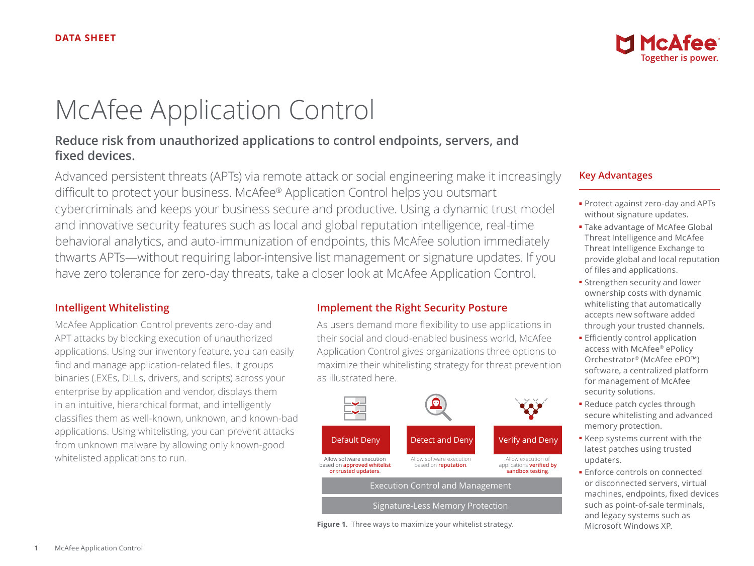DATA SHEET

# McAfee Application Control

## Reduce risk from unauthorized applications to control endpoints, servers, and fixed devices.

Advanced persistent threats (APTs) via remote attack or social engineering make it increasingly difficult to protect your business. McAfee® Application Control helps you outsmart cybercriminals and keeps your business secure and productive. Using a dynamic trust model and innovative security features such as local and global reputation intelligence, real-time behavioral analytics, and auto-immunization of endpoints, this McAfee solution immediately thwarts APTs—without requiring labor-intensive list management or signature updates. If you have zero tolerance for zero-day threats, take a closer look at McAfee Application Control.

### Intelligent Whitelisting

McAfee Application Control prevents zero-day and APT attacks by blocking execution of unauthorized applications. Using our inventory feature, you can easily find and manage application-related files. It groups binaries (.EXEs, DLLs, drivers, and scripts) across your enterprise by application and vendor, displays them in an intuitive, hierarchical format, and intelligently classifies them as well-known, unknown, and known-bad applications. Using whitelisting, you can prevent attacks from unknown malware by allowing only known-good whitelisted applications to run.

### Implement the Right Security Posture

As users demand more flexibility to use applications in their social and cloud-enabled business world, McAfee Application Control gives organizations three options to maximize their whitelisting strategy for threat prevention as illustrated here.

Default Deny
Allow software execution based on **approved whitelist or trusted updaters**.

Detect and Deny
Allow software execution based on **reputation**.

Verify and Deny
Allow execution of applications **verified by sandbox testing**.

Execution Control and Management

Signature-Less Memory Protection

**Figure 1.** Three ways to maximize your whitelist strategy.

### Key Advantages

- Protect against zero-day and APTs without signature updates.
- Take advantage of McAfee Global Threat Intelligence and McAfee Threat Intelligence Exchange to provide global and local reputation of files and applications.
- Strengthen security and lower ownership costs with dynamic whitelisting that automatically accepts new software added through your trusted channels.
- Efficiently control application access with McAfee® ePolicy Orchestrator® (McAfee ePO™) software, a centralized platform for management of McAfee security solutions.
- Reduce patch cycles through secure whitelisting and advanced memory protection.
- Keep systems current with the latest patches using trusted updaters.
- Enforce controls on connected or disconnected servers, virtual machines, endpoints, fixed devices such as point-of-sale terminals, and legacy systems such as Microsoft Windows XP.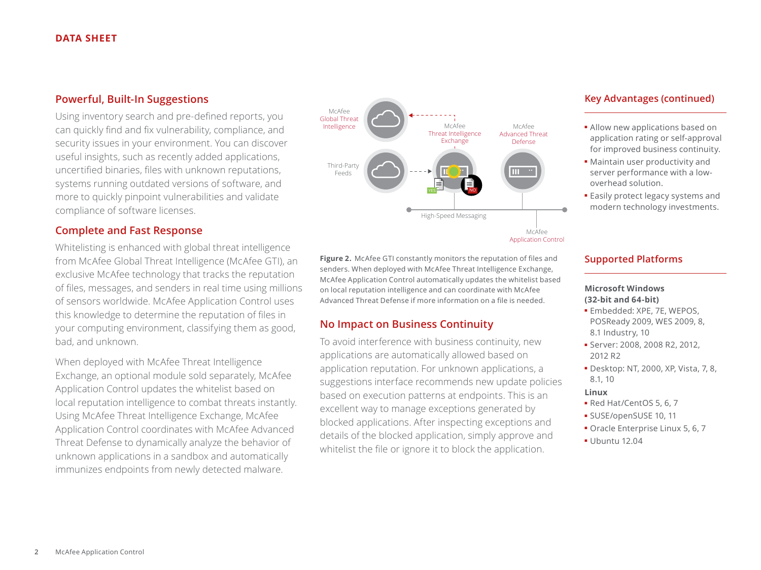## Powerful, Built-In Suggestions

Using inventory search and pre-defined reports, you can quickly find and fix vulnerability, compliance, and security issues in your environment. You can discover useful insights, such as recently added applications, uncertified binaries, files with unknown reputations, systems running outdated versions of software, and more to quickly pinpoint vulnerabilities and validate compliance of software licenses.

## Complete and Fast Response

Whitelisting is enhanced with global threat intelligence from McAfee Global Threat Intelligence (McAfee GTI), an exclusive McAfee technology that tracks the reputation of files, messages, and senders in real time using millions of sensors worldwide. McAfee Application Control uses this knowledge to determine the reputation of files in your computing environment, classifying them as good, bad, and unknown.

When deployed with McAfee Threat Intelligence Exchange, an optional module sold separately, McAfee Application Control updates the whitelist based on local reputation intelligence to combat threats instantly. Using McAfee Threat Intelligence Exchange, McAfee Application Control coordinates with McAfee Advanced Threat Defense to dynamically analyze the behavior of unknown applications in a sandbox and automatically immunizes endpoints from newly detected malware.

McAfee Global Threat Intelligence

Third-Party Feeds

McAfee Threat Intelligence Exchange

McAfee Advanced Threat Defense

YES

NO

High-Speed Messaging

McAfee Application Control

**Figure 2.** McAfee GTI constantly monitors the reputation of files and senders. When deployed with McAfee Threat Intelligence Exchange, McAfee Application Control automatically updates the whitelist based on local reputation intelligence and can coordinate with McAfee Advanced Threat Defense if more information on a file is needed.

## No Impact on Business Continuity

To avoid interference with business continuity, new applications are automatically allowed based on application reputation. For unknown applications, a suggestions interface recommends new update policies based on execution patterns at endpoints. This is an excellent way to manage exceptions generated by blocked applications. After inspecting exceptions and details of the blocked application, simply approve and whitelist the file or ignore it to block the application.

## Key Advantages (continued)

- Allow new applications based on application rating or self-approval for improved business continuity.
- Maintain user productivity and server performance with a low-overhead solution.
- Easily protect legacy systems and modern technology investments.

## Supported Platforms

**Microsoft Windows (32-bit and 64-bit)**

- Embedded: XPE, 7E, WEPOS, POSReady 2009, WES 2009, 8, 8.1 Industry, 10
- Server: 2008, 2008 R2, 2012, 2012 R2
- Desktop: NT, 2000, XP, Vista, 7, 8, 8.1, 10

**Linux**

- Red Hat/CentOS 5, 6, 7
- SUSE/openSUSE 10, 11
- Oracle Enterprise Linux 5, 6, 7
- Ubuntu 12.04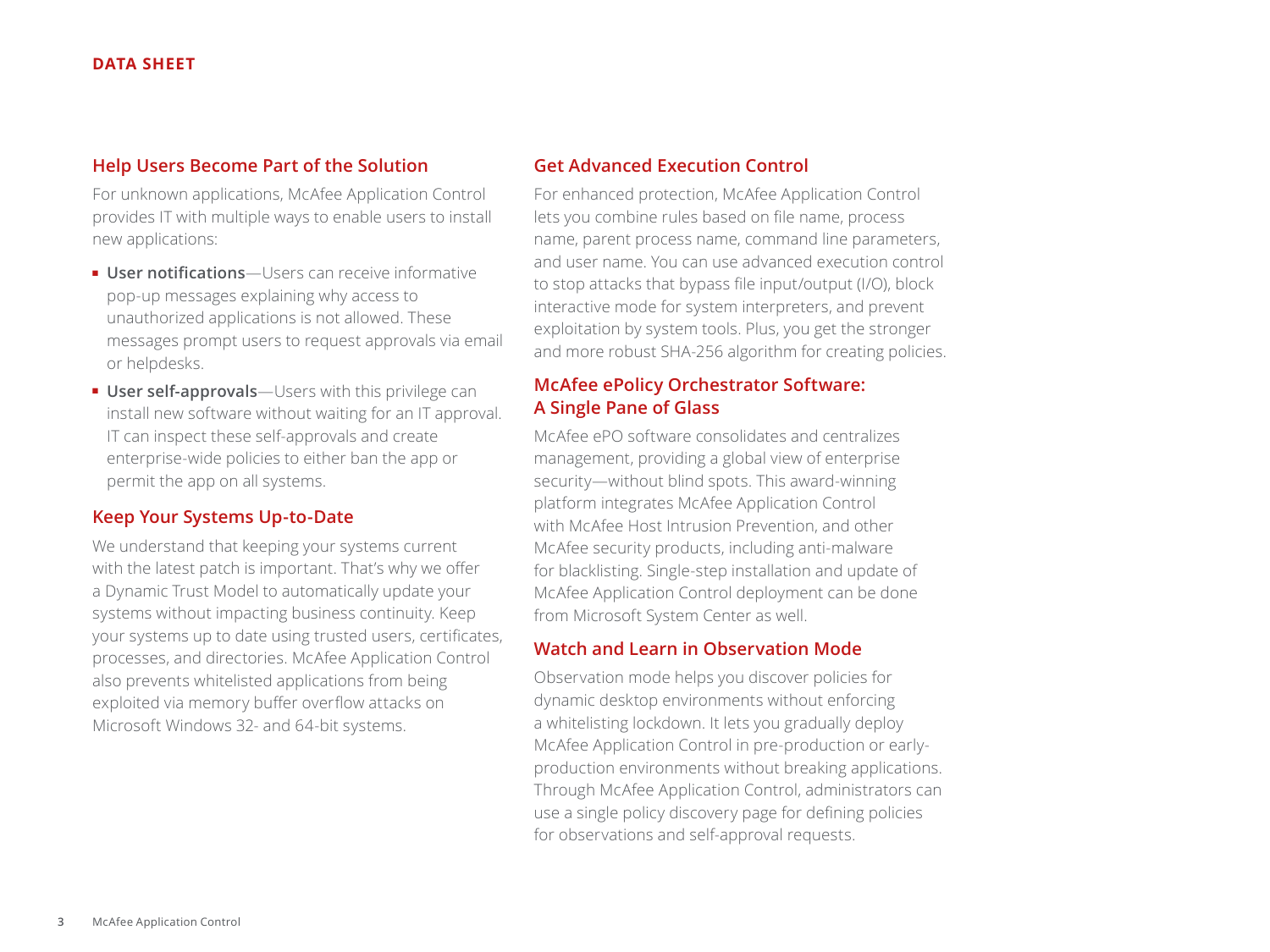## Help Users Become Part of the Solution

For unknown applications, McAfee Application Control provides IT with multiple ways to enable users to install new applications:

- **User notifications**—Users can receive informative pop-up messages explaining why access to unauthorized applications is not allowed. These messages prompt users to request approvals via email or helpdesks.
- **User self-approvals**—Users with this privilege can install new software without waiting for an IT approval. IT can inspect these self-approvals and create enterprise-wide policies to either ban the app or permit the app on all systems.

## Keep Your Systems Up-to-Date

We understand that keeping your systems current with the latest patch is important. That's why we offer a Dynamic Trust Model to automatically update your systems without impacting business continuity. Keep your systems up to date using trusted users, certificates, processes, and directories. McAfee Application Control also prevents whitelisted applications from being exploited via memory buffer overflow attacks on Microsoft Windows 32- and 64-bit systems.

## Get Advanced Execution Control

For enhanced protection, McAfee Application Control lets you combine rules based on file name, process name, parent process name, command line parameters, and user name. You can use advanced execution control to stop attacks that bypass file input/output (I/O), block interactive mode for system interpreters, and prevent exploitation by system tools. Plus, you get the stronger and more robust SHA-256 algorithm for creating policies.

## McAfee ePolicy Orchestrator Software: A Single Pane of Glass

McAfee ePO software consolidates and centralizes management, providing a global view of enterprise security—without blind spots. This award-winning platform integrates McAfee Application Control with McAfee Host Intrusion Prevention, and other McAfee security products, including anti-malware for blacklisting. Single-step installation and update of McAfee Application Control deployment can be done from Microsoft System Center as well.

## Watch and Learn in Observation Mode

Observation mode helps you discover policies for dynamic desktop environments without enforcing a whitelisting lockdown. It lets you gradually deploy McAfee Application Control in pre-production or early-production environments without breaking applications. Through McAfee Application Control, administrators can use a single policy discovery page for defining policies for observations and self-approval requests.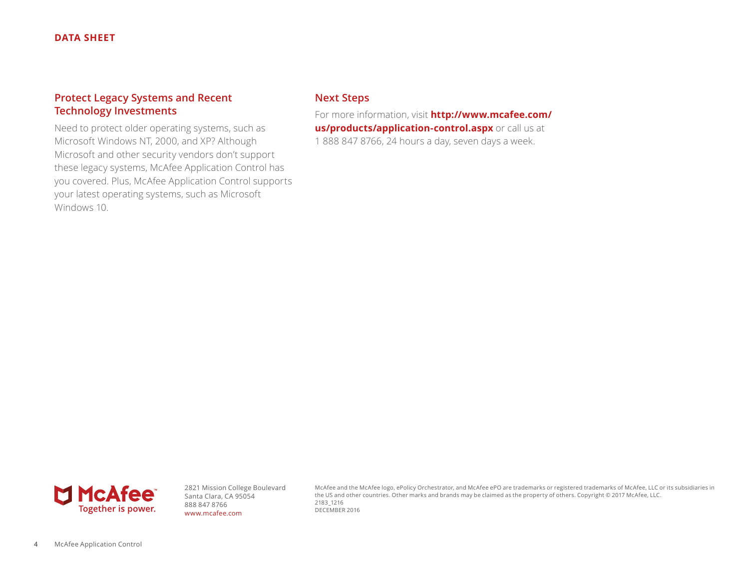## Protect Legacy Systems and Recent Technology Investments

Need to protect older operating systems, such as Microsoft Windows NT, 2000, and XP? Although Microsoft and other security vendors don't support these legacy systems, McAfee Application Control has you covered. Plus, McAfee Application Control supports your latest operating systems, such as Microsoft Windows 10.

## Next Steps

For more information, visit **http://www.mcafee.com/us/products/application-control.aspx** or call us at 1 888 847 8766, 24 hours a day, seven days a week.

McAfee
Together is power.

2821 Mission College Boulevard
Santa Clara, CA 95054
888 847 8766
www.mcafee.com

McAfee and the McAfee logo, ePolicy Orchestrator, and McAfee ePO are trademarks or registered trademarks of McAfee, LLC or its subsidiaries in the US and other countries. Other marks and brands may be claimed as the property of others. Copyright © 2017 McAfee, LLC.
2183_1216
DECEMBER 2016